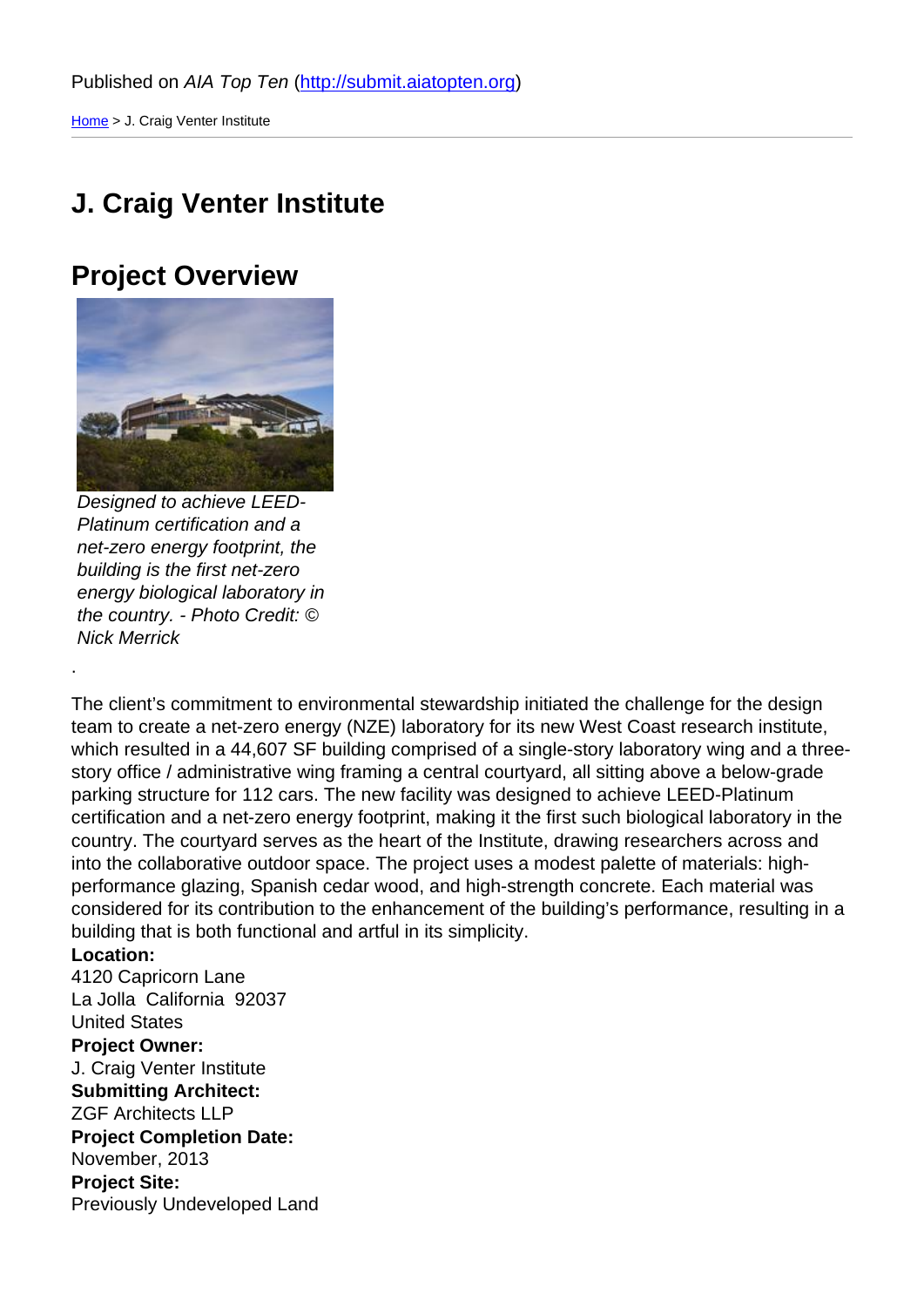Published on *AIA Top Ten* (http://submit.aiatopten.org)

Home > J. Craig Venter Institute

# J. Craig Venter Institute

## Project Overview

*Designed to achieve LEED-Platinum certification and a net-zero energy footprint, the building is the first net-zero energy biological laboratory in the country. - Photo Credit: © Nick Merrick*

.

The client's commitment to environmental stewardship initiated the challenge for the design team to create a net-zero energy (NZE) laboratory for its new West Coast research institute, which resulted in a 44,607 SF building comprised of a single-story laboratory wing and a three-story office / administrative wing framing a central courtyard, all sitting above a below-grade parking structure for 112 cars. The new facility was designed to achieve LEED-Platinum certification and a net-zero energy footprint, making it the first such biological laboratory in the country. The courtyard serves as the heart of the Institute, drawing researchers across and into the collaborative outdoor space. The project uses a modest palette of materials: high-performance glazing, Spanish cedar wood, and high-strength concrete. Each material was considered for its contribution to the enhancement of the building's performance, resulting in a building that is both functional and artful in its simplicity.

**Location:**
4120 Capricorn Lane
La Jolla California 92037
United States

**Project Owner:**
J. Craig Venter Institute

**Submitting Architect:**
ZGF Architects LLP

**Project Completion Date:**
November, 2013

**Project Site:**
Previously Undeveloped Land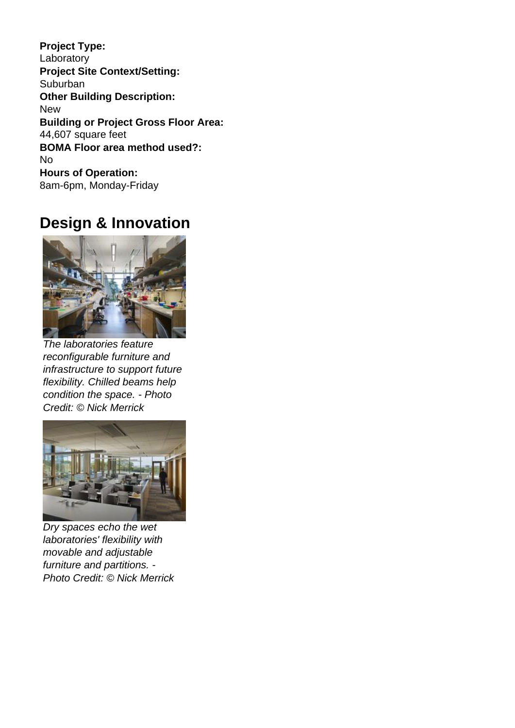**Project Type:**
Laboratory
**Project Site Context/Setting:**
Suburban
**Other Building Description:**
New
**Building or Project Gross Floor Area:**
44,607 square feet
**BOMA Floor area method used?:**
No
**Hours of Operation:**
8am-6pm, Monday-Friday

## Design & Innovation

*The laboratories feature reconfigurable furniture and infrastructure to support future flexibility. Chilled beams help condition the space. - Photo Credit: © Nick Merrick*

*Dry spaces echo the wet laboratories' flexibility with movable and adjustable furniture and partitions. - Photo Credit: © Nick Merrick*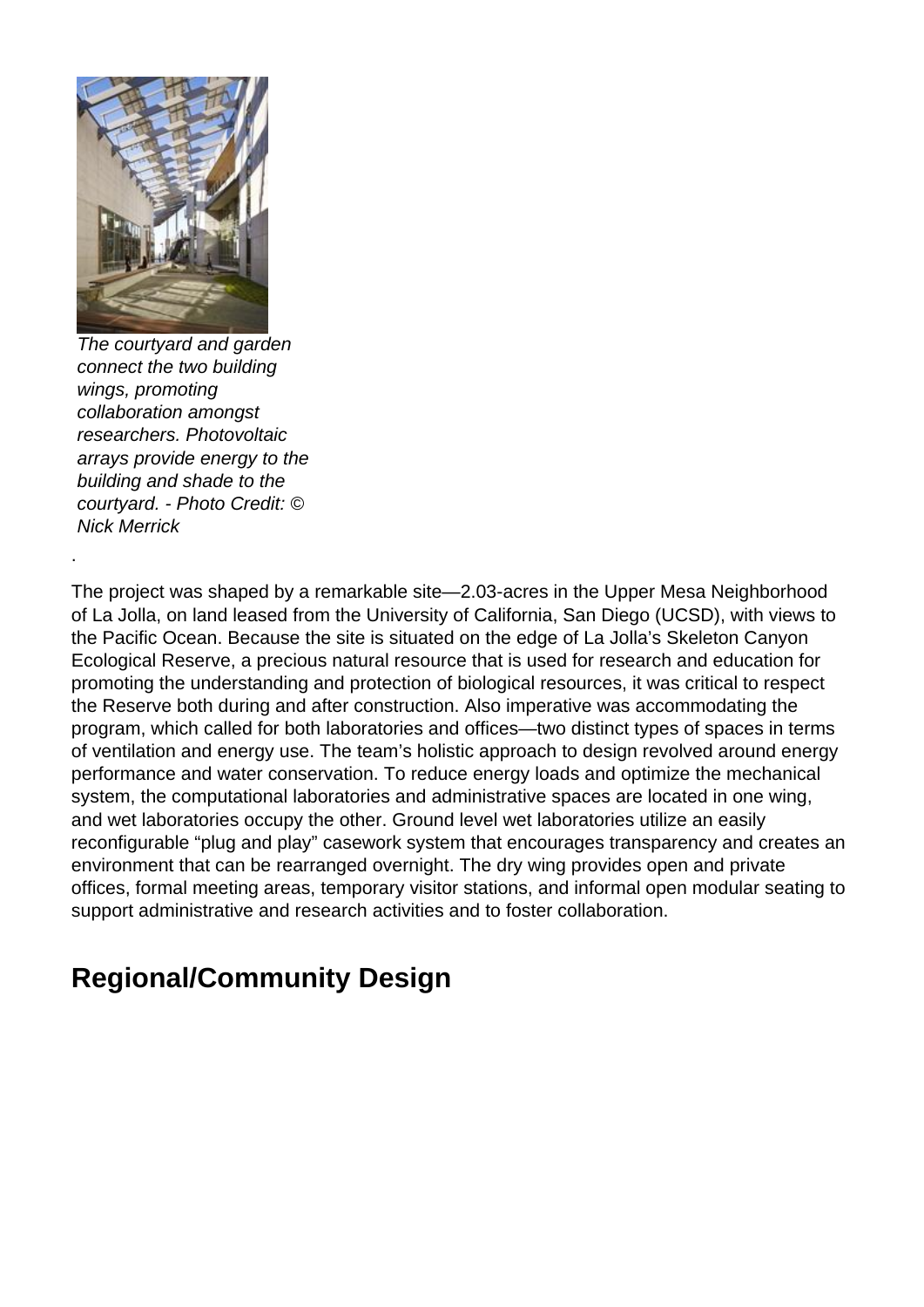*The courtyard and garden connect the two building wings, promoting collaboration amongst researchers. Photovoltaic arrays provide energy to the building and shade to the courtyard. - Photo Credit: © Nick Merrick*

.

The project was shaped by a remarkable site—2.03-acres in the Upper Mesa Neighborhood of La Jolla, on land leased from the University of California, San Diego (UCSD), with views to the Pacific Ocean. Because the site is situated on the edge of La Jolla's Skeleton Canyon Ecological Reserve, a precious natural resource that is used for research and education for promoting the understanding and protection of biological resources, it was critical to respect the Reserve both during and after construction. Also imperative was accommodating the program, which called for both laboratories and offices—two distinct types of spaces in terms of ventilation and energy use. The team's holistic approach to design revolved around energy performance and water conservation. To reduce energy loads and optimize the mechanical system, the computational laboratories and administrative spaces are located in one wing, and wet laboratories occupy the other. Ground level wet laboratories utilize an easily reconfigurable "plug and play" casework system that encourages transparency and creates an environment that can be rearranged overnight. The dry wing provides open and private offices, formal meeting areas, temporary visitor stations, and informal open modular seating to support administrative and research activities and to foster collaboration.

## Regional/Community Design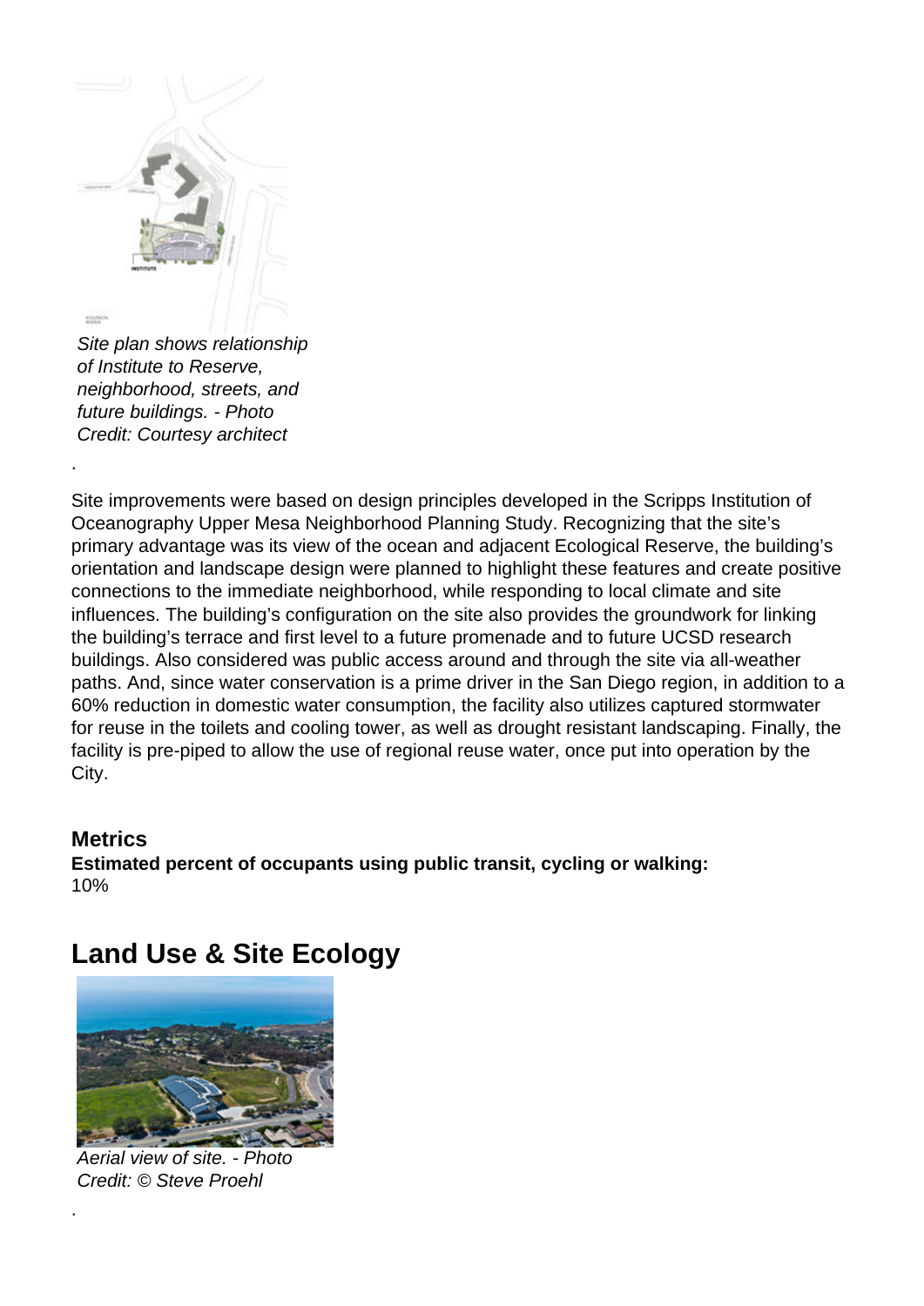*Site plan shows relationship of Institute to Reserve, neighborhood, streets, and future buildings. - Photo Credit: Courtesy architect*

.

Site improvements were based on design principles developed in the Scripps Institution of Oceanography Upper Mesa Neighborhood Planning Study. Recognizing that the site's primary advantage was its view of the ocean and adjacent Ecological Reserve, the building's orientation and landscape design were planned to highlight these features and create positive connections to the immediate neighborhood, while responding to local climate and site influences. The building's configuration on the site also provides the groundwork for linking the building's terrace and first level to a future promenade and to future UCSD research buildings. Also considered was public access around and through the site via all-weather paths. And, since water conservation is a prime driver in the San Diego region, in addition to a 60% reduction in domestic water consumption, the facility also utilizes captured stormwater for reuse in the toilets and cooling tower, as well as drought resistant landscaping. Finally, the facility is pre-piped to allow the use of regional reuse water, once put into operation by the City.

### Metrics

**Estimated percent of occupants using public transit, cycling or walking:**
10%

## Land Use & Site Ecology

*Aerial view of site. - Photo Credit: © Steve Proehl*

.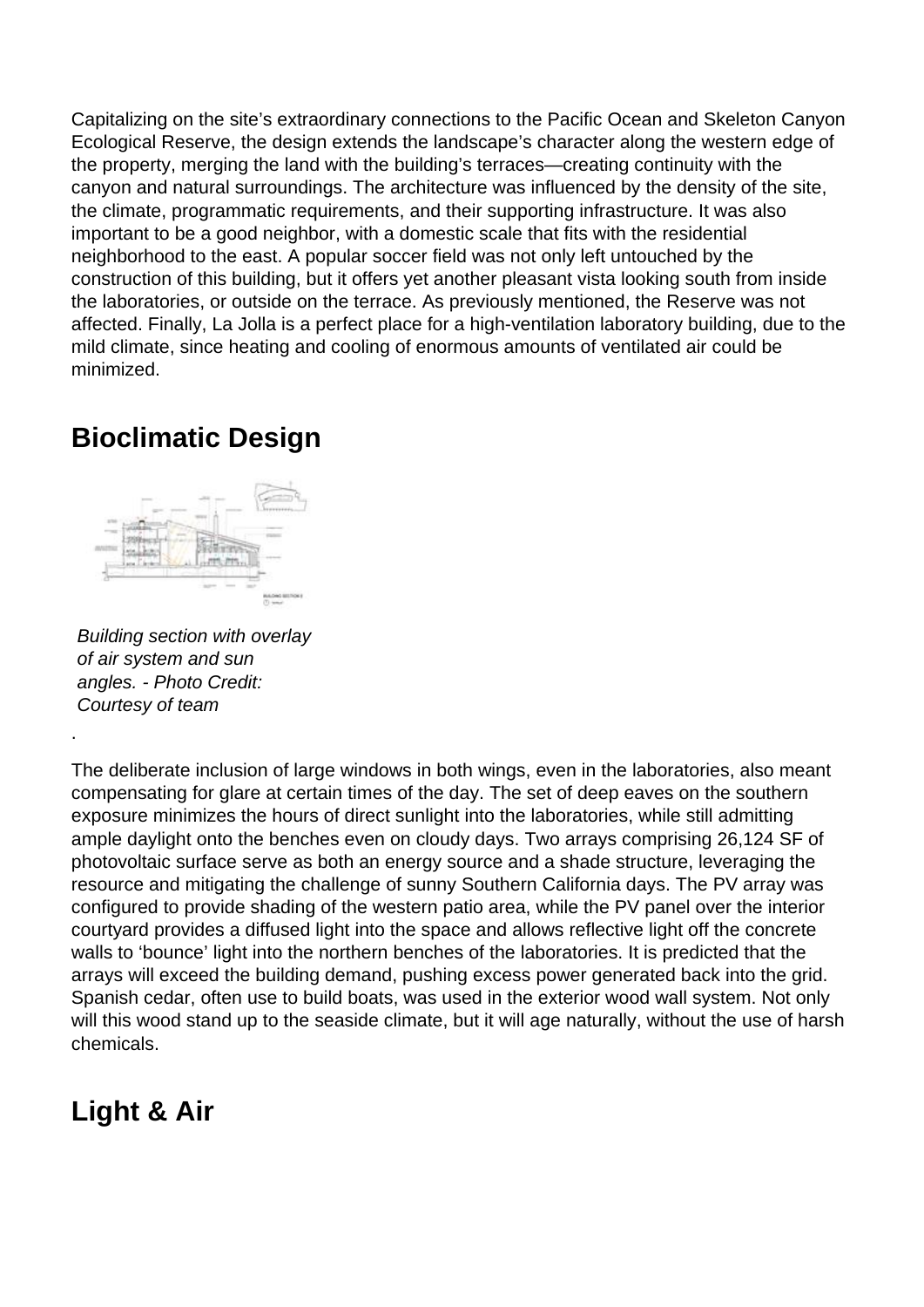Capitalizing on the site's extraordinary connections to the Pacific Ocean and Skeleton Canyon Ecological Reserve, the design extends the landscape's character along the western edge of the property, merging the land with the building's terraces—creating continuity with the canyon and natural surroundings. The architecture was influenced by the density of the site, the climate, programmatic requirements, and their supporting infrastructure. It was also important to be a good neighbor, with a domestic scale that fits with the residential neighborhood to the east. A popular soccer field was not only left untouched by the construction of this building, but it offers yet another pleasant vista looking south from inside the laboratories, or outside on the terrace. As previously mentioned, the Reserve was not affected. Finally, La Jolla is a perfect place for a high-ventilation laboratory building, due to the mild climate, since heating and cooling of enormous amounts of ventilated air could be minimized.

## Bioclimatic Design

*Building section with overlay of air system and sun angles. - Photo Credit: Courtesy of team*

.

The deliberate inclusion of large windows in both wings, even in the laboratories, also meant compensating for glare at certain times of the day. The set of deep eaves on the southern exposure minimizes the hours of direct sunlight into the laboratories, while still admitting ample daylight onto the benches even on cloudy days. Two arrays comprising 26,124 SF of photovoltaic surface serve as both an energy source and a shade structure, leveraging the resource and mitigating the challenge of sunny Southern California days. The PV array was configured to provide shading of the western patio area, while the PV panel over the interior courtyard provides a diffused light into the space and allows reflective light off the concrete walls to 'bounce' light into the northern benches of the laboratories. It is predicted that the arrays will exceed the building demand, pushing excess power generated back into the grid. Spanish cedar, often use to build boats, was used in the exterior wood wall system. Not only will this wood stand up to the seaside climate, but it will age naturally, without the use of harsh chemicals.

## Light & Air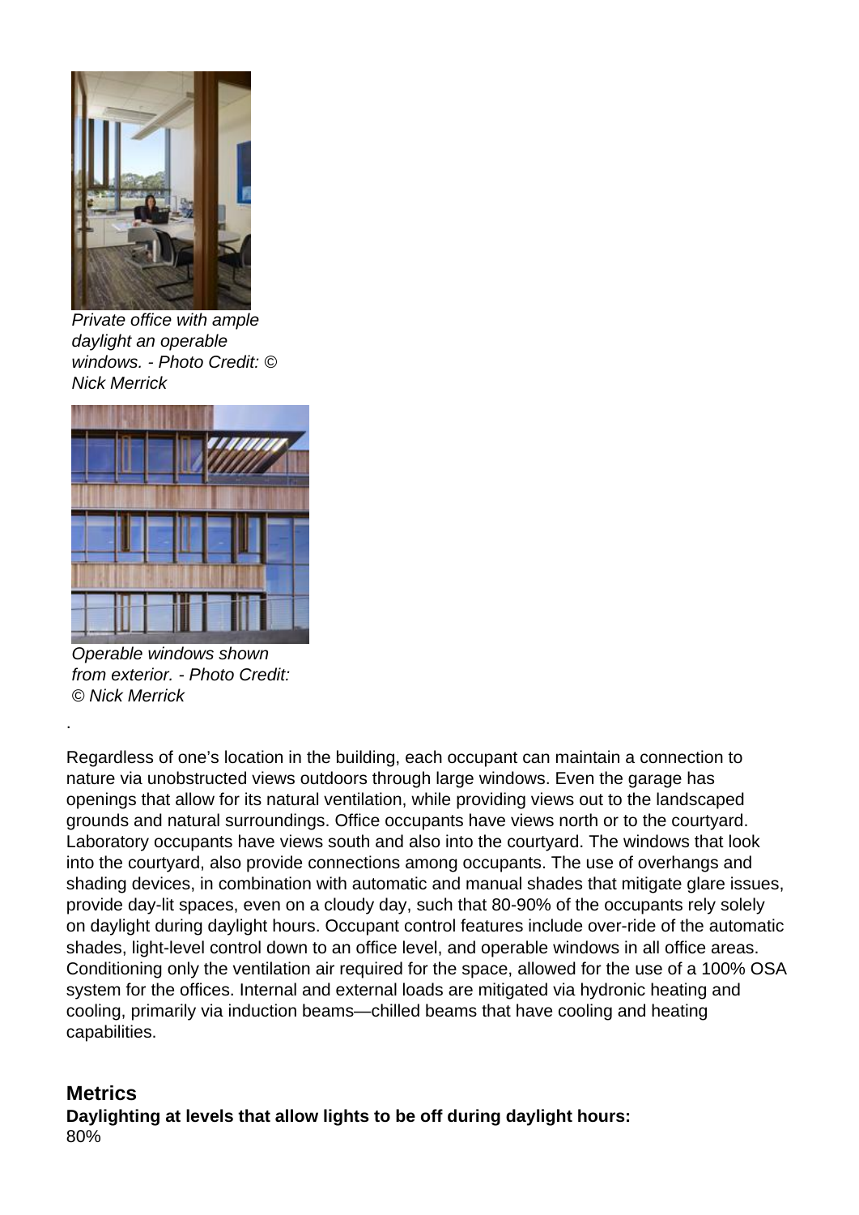*Private office with ample daylight an operable windows. - Photo Credit: © Nick Merrick*

*Operable windows shown from exterior. - Photo Credit: © Nick Merrick*

.

Regardless of one's location in the building, each occupant can maintain a connection to nature via unobstructed views outdoors through large windows. Even the garage has openings that allow for its natural ventilation, while providing views out to the landscaped grounds and natural surroundings. Office occupants have views north or to the courtyard. Laboratory occupants have views south and also into the courtyard. The windows that look into the courtyard, also provide connections among occupants. The use of overhangs and shading devices, in combination with automatic and manual shades that mitigate glare issues, provide day-lit spaces, even on a cloudy day, such that 80-90% of the occupants rely solely on daylight during daylight hours. Occupant control features include over-ride of the automatic shades, light-level control down to an office level, and operable windows in all office areas. Conditioning only the ventilation air required for the space, allowed for the use of a 100% OSA system for the offices. Internal and external loads are mitigated via hydronic heating and cooling, primarily via induction beams—chilled beams that have cooling and heating capabilities.

## Metrics

**Daylighting at levels that allow lights to be off during daylight hours:**
80%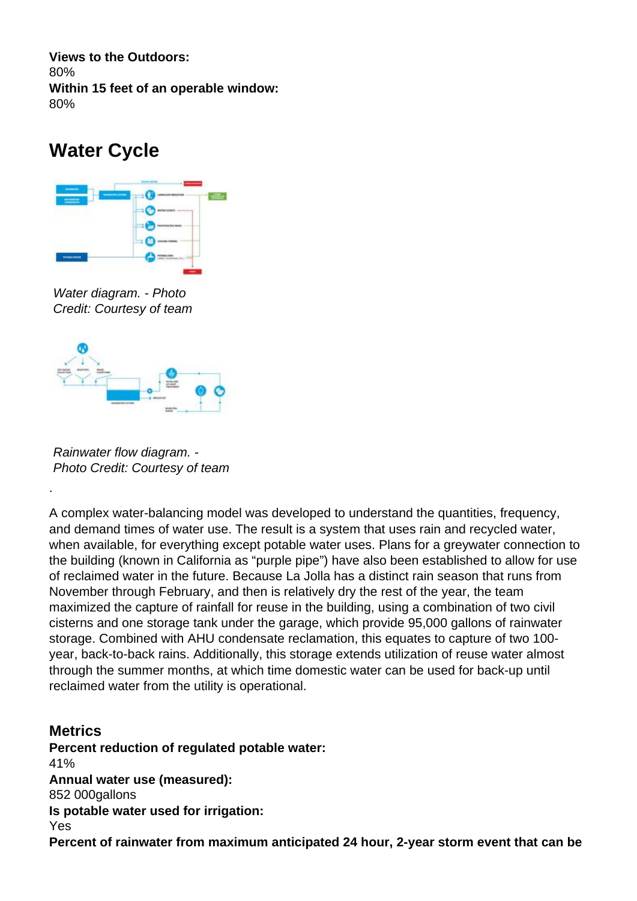**Views to the Outdoors:**
80%
**Within 15 feet of an operable window:**
80%

## Water Cycle

*Water diagram. - Photo Credit: Courtesy of team*

*Rainwater flow diagram. - Photo Credit: Courtesy of team*

.

A complex water-balancing model was developed to understand the quantities, frequency, and demand times of water use. The result is a system that uses rain and recycled water, when available, for everything except potable water uses. Plans for a greywater connection to the building (known in California as "purple pipe") have also been established to allow for use of reclaimed water in the future. Because La Jolla has a distinct rain season that runs from November through February, and then is relatively dry the rest of the year, the team maximized the capture of rainfall for reuse in the building, using a combination of two civil cisterns and one storage tank under the garage, which provide 95,000 gallons of rainwater storage. Combined with AHU condensate reclamation, this equates to capture of two 100-year, back-to-back rains. Additionally, this storage extends utilization of reuse water almost through the summer months, at which time domestic water can be used for back-up until reclaimed water from the utility is operational.

### Metrics

**Percent reduction of regulated potable water:**
41%
**Annual water use (measured):**
852 000gallons
**Is potable water used for irrigation:**
Yes
**Percent of rainwater from maximum anticipated 24 hour, 2-year storm event that can be**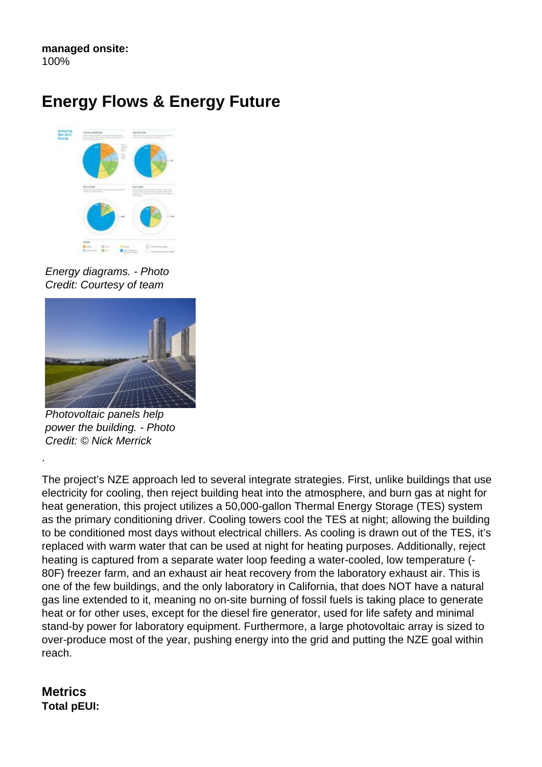**managed onsite:**
100%

## Energy Flows & Energy Future

Energy diagrams. - Photo Credit: Courtesy of team

Photovoltaic panels help power the building. - Photo Credit: © Nick Merrick

.

The project's NZE approach led to several integrate strategies. First, unlike buildings that use electricity for cooling, then reject building heat into the atmosphere, and burn gas at night for heat generation, this project utilizes a 50,000-gallon Thermal Energy Storage (TES) system as the primary conditioning driver. Cooling towers cool the TES at night; allowing the building to be conditioned most days without electrical chillers. As cooling is drawn out of the TES, it's replaced with warm water that can be used at night for heating purposes. Additionally, reject heating is captured from a separate water loop feeding a water-cooled, low temperature (-80F) freezer farm, and an exhaust air heat recovery from the laboratory exhaust air. This is one of the few buildings, and the only laboratory in California, that does NOT have a natural gas line extended to it, meaning no on-site burning of fossil fuels is taking place to generate heat or for other uses, except for the diesel fire generator, used for life safety and minimal stand-by power for laboratory equipment. Furthermore, a large photovoltaic array is sized to over-produce most of the year, pushing energy into the grid and putting the NZE goal within reach.

### Metrics

**Total pEUI:**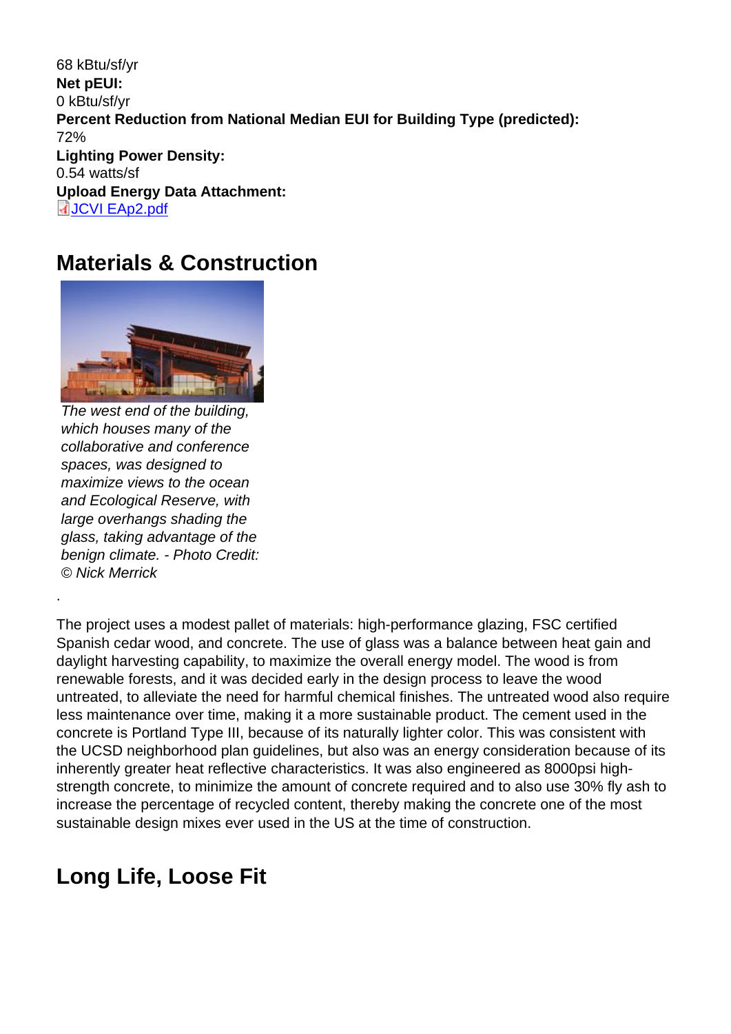68 kBtu/sf/yr
**Net pEUI:**
0 kBtu/sf/yr
**Percent Reduction from National Median EUI for Building Type (predicted):**
72%
**Lighting Power Density:**
0.54 watts/sf
**Upload Energy Data Attachment:**
JCVI EAp2.pdf

## Materials & Construction

*The west end of the building, which houses many of the collaborative and conference spaces, was designed to maximize views to the ocean and Ecological Reserve, with large overhangs shading the glass, taking advantage of the benign climate. - Photo Credit: © Nick Merrick*

.

The project uses a modest pallet of materials: high-performance glazing, FSC certified Spanish cedar wood, and concrete. The use of glass was a balance between heat gain and daylight harvesting capability, to maximize the overall energy model. The wood is from renewable forests, and it was decided early in the design process to leave the wood untreated, to alleviate the need for harmful chemical finishes. The untreated wood also require less maintenance over time, making it a more sustainable product. The cement used in the concrete is Portland Type III, because of its naturally lighter color. This was consistent with the UCSD neighborhood plan guidelines, but also was an energy consideration because of its inherently greater heat reflective characteristics. It was also engineered as 8000psi high-strength concrete, to minimize the amount of concrete required and to also use 30% fly ash to increase the percentage of recycled content, thereby making the concrete one of the most sustainable design mixes ever used in the US at the time of construction.

## Long Life, Loose Fit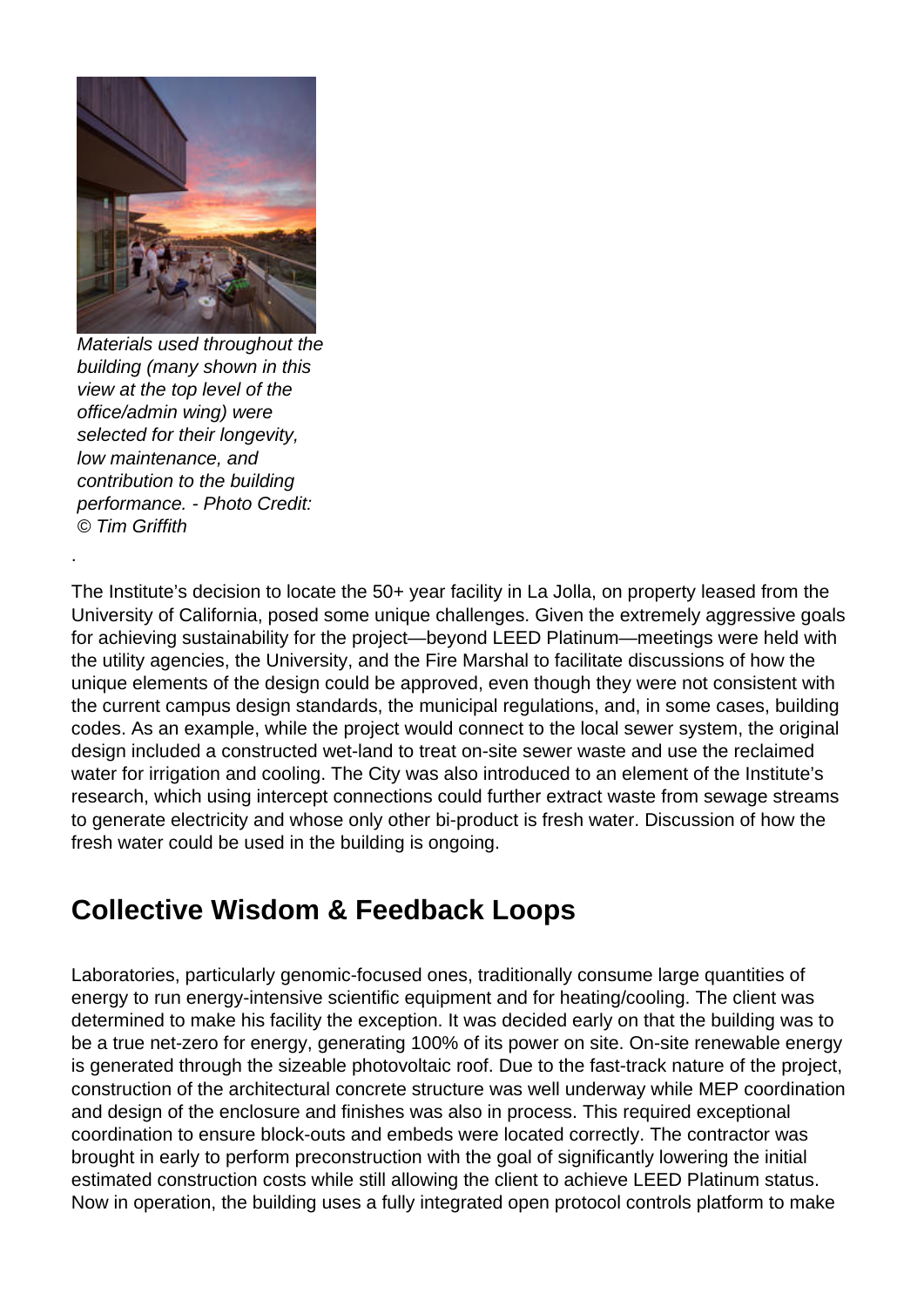*Materials used throughout the building (many shown in this view at the top level of the office/admin wing) were selected for their longevity, low maintenance, and contribution to the building performance. - Photo Credit: © Tim Griffith*

.

The Institute's decision to locate the 50+ year facility in La Jolla, on property leased from the University of California, posed some unique challenges. Given the extremely aggressive goals for achieving sustainability for the project—beyond LEED Platinum—meetings were held with the utility agencies, the University, and the Fire Marshal to facilitate discussions of how the unique elements of the design could be approved, even though they were not consistent with the current campus design standards, the municipal regulations, and, in some cases, building codes. As an example, while the project would connect to the local sewer system, the original design included a constructed wet-land to treat on-site sewer waste and use the reclaimed water for irrigation and cooling. The City was also introduced to an element of the Institute's research, which using intercept connections could further extract waste from sewage streams to generate electricity and whose only other bi-product is fresh water. Discussion of how the fresh water could be used in the building is ongoing.

## Collective Wisdom & Feedback Loops

Laboratories, particularly genomic-focused ones, traditionally consume large quantities of energy to run energy-intensive scientific equipment and for heating/cooling. The client was determined to make his facility the exception. It was decided early on that the building was to be a true net-zero for energy, generating 100% of its power on site. On-site renewable energy is generated through the sizeable photovoltaic roof. Due to the fast-track nature of the project, construction of the architectural concrete structure was well underway while MEP coordination and design of the enclosure and finishes was also in process. This required exceptional coordination to ensure block-outs and embeds were located correctly. The contractor was brought in early to perform preconstruction with the goal of significantly lowering the initial estimated construction costs while still allowing the client to achieve LEED Platinum status. Now in operation, the building uses a fully integrated open protocol controls platform to make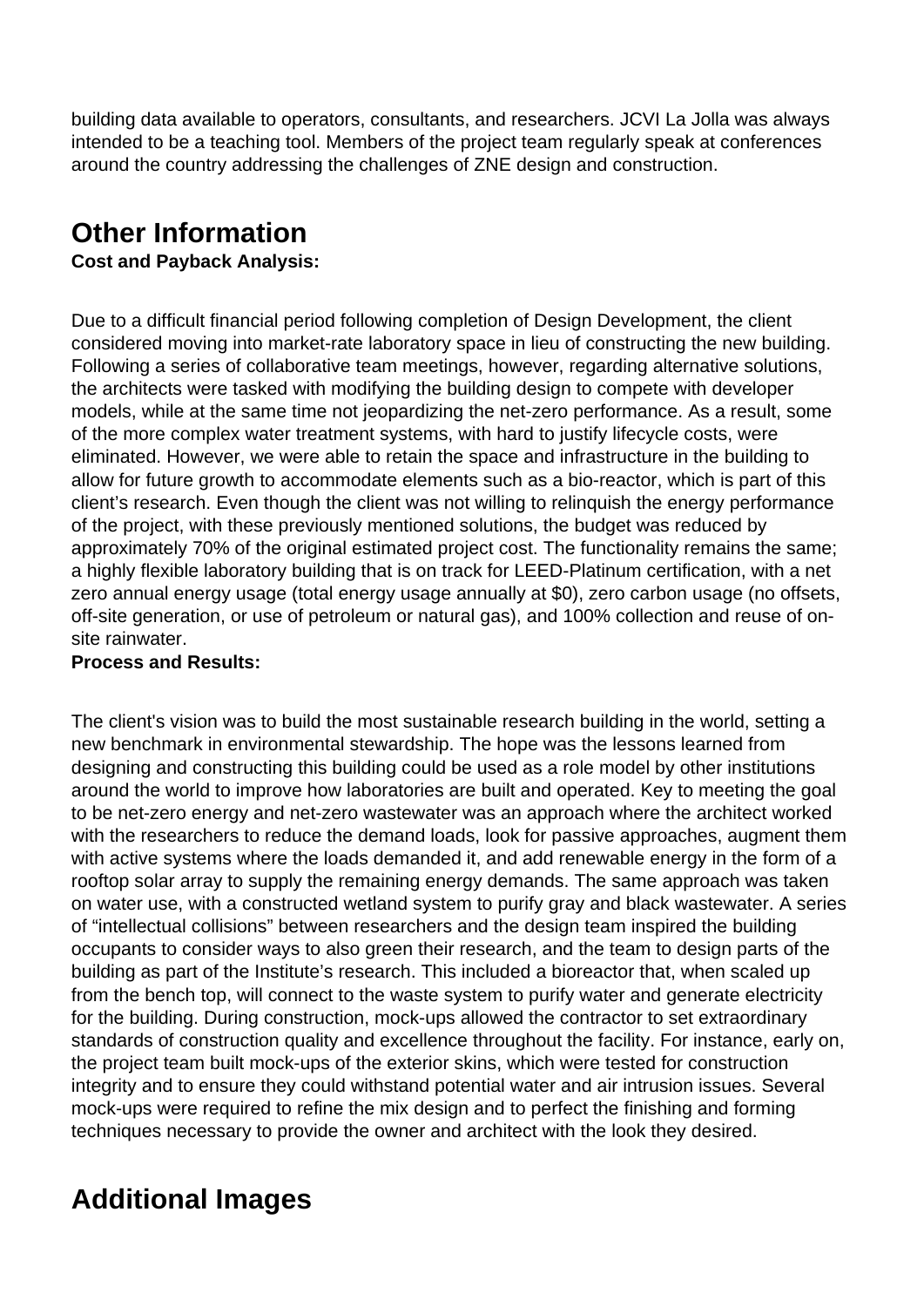building data available to operators, consultants, and researchers. JCVI La Jolla was always intended to be a teaching tool. Members of the project team regularly speak at conferences around the country addressing the challenges of ZNE design and construction.

## Other Information

**Cost and Payback Analysis:**

Due to a difficult financial period following completion of Design Development, the client considered moving into market-rate laboratory space in lieu of constructing the new building. Following a series of collaborative team meetings, however, regarding alternative solutions, the architects were tasked with modifying the building design to compete with developer models, while at the same time not jeopardizing the net-zero performance. As a result, some of the more complex water treatment systems, with hard to justify lifecycle costs, were eliminated. However, we were able to retain the space and infrastructure in the building to allow for future growth to accommodate elements such as a bio-reactor, which is part of this client's research. Even though the client was not willing to relinquish the energy performance of the project, with these previously mentioned solutions, the budget was reduced by approximately 70% of the original estimated project cost. The functionality remains the same; a highly flexible laboratory building that is on track for LEED-Platinum certification, with a net zero annual energy usage (total energy usage annually at $0), zero carbon usage (no offsets, off-site generation, or use of petroleum or natural gas), and 100% collection and reuse of on-site rainwater.

**Process and Results:**

The client's vision was to build the most sustainable research building in the world, setting a new benchmark in environmental stewardship. The hope was the lessons learned from designing and constructing this building could be used as a role model by other institutions around the world to improve how laboratories are built and operated. Key to meeting the goal to be net-zero energy and net-zero wastewater was an approach where the architect worked with the researchers to reduce the demand loads, look for passive approaches, augment them with active systems where the loads demanded it, and add renewable energy in the form of a rooftop solar array to supply the remaining energy demands. The same approach was taken on water use, with a constructed wetland system to purify gray and black wastewater. A series of "intellectual collisions" between researchers and the design team inspired the building occupants to consider ways to also green their research, and the team to design parts of the building as part of the Institute's research. This included a bioreactor that, when scaled up from the bench top, will connect to the waste system to purify water and generate electricity for the building. During construction, mock-ups allowed the contractor to set extraordinary standards of construction quality and excellence throughout the facility. For instance, early on, the project team built mock-ups of the exterior skins, which were tested for construction integrity and to ensure they could withstand potential water and air intrusion issues. Several mock-ups were required to refine the mix design and to perfect the finishing and forming techniques necessary to provide the owner and architect with the look they desired.

## Additional Images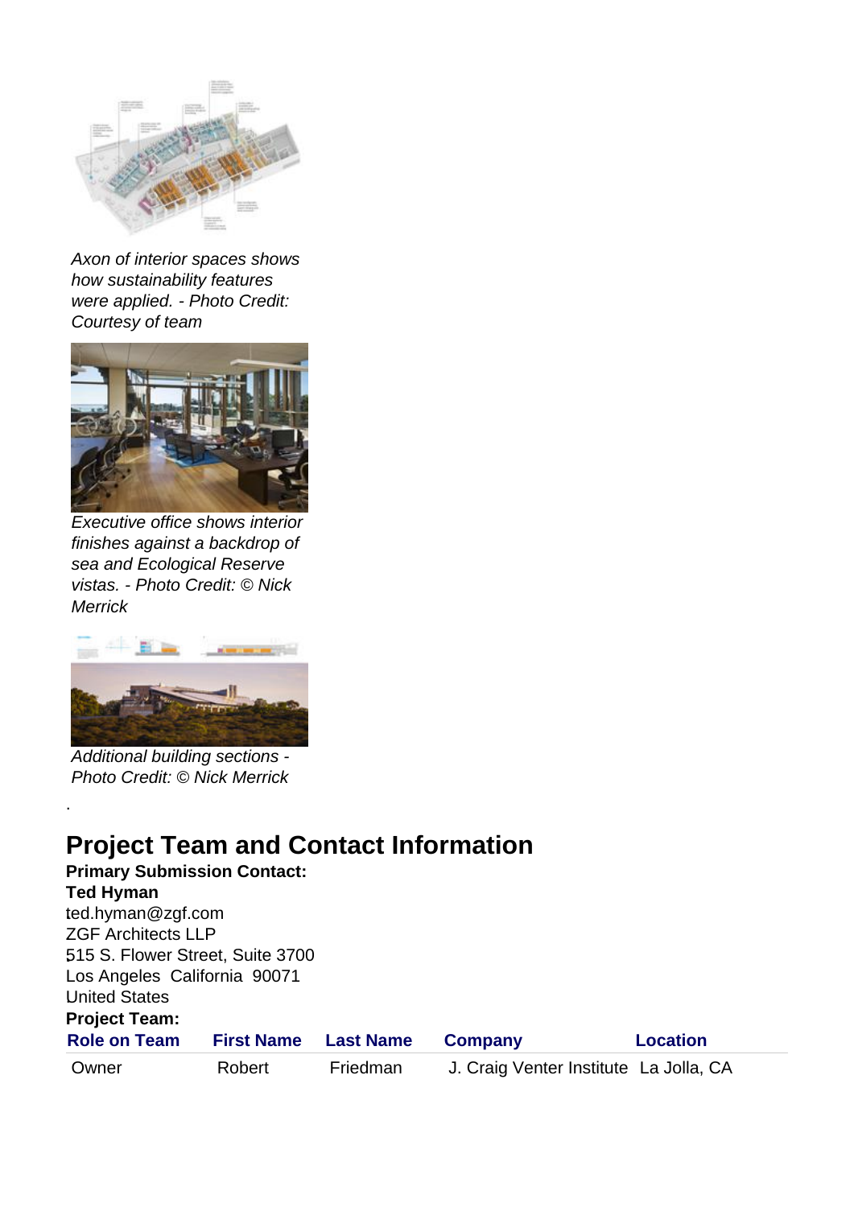*Axon of interior spaces shows how sustainability features were applied. - Photo Credit: Courtesy of team*

*Executive office shows interior finishes against a backdrop of sea and Ecological Reserve vistas. - Photo Credit: © Nick Merrick*

*Additional building sections - Photo Credit: © Nick Merrick*

.

# Project Team and Contact Information

**Primary Submission Contact:**

**Ted Hyman**
ted.hyman@zgf.com
ZGF Architects LLP
515 S. Flower Street, Suite 3700
Los Angeles California 90071
United States

**Project Team:**

| Role on Team | First Name | Last Name | Company | Location |
|---|---|---|---|---|
| Owner | Robert | Friedman | J. Craig Venter Institute | La Jolla, CA |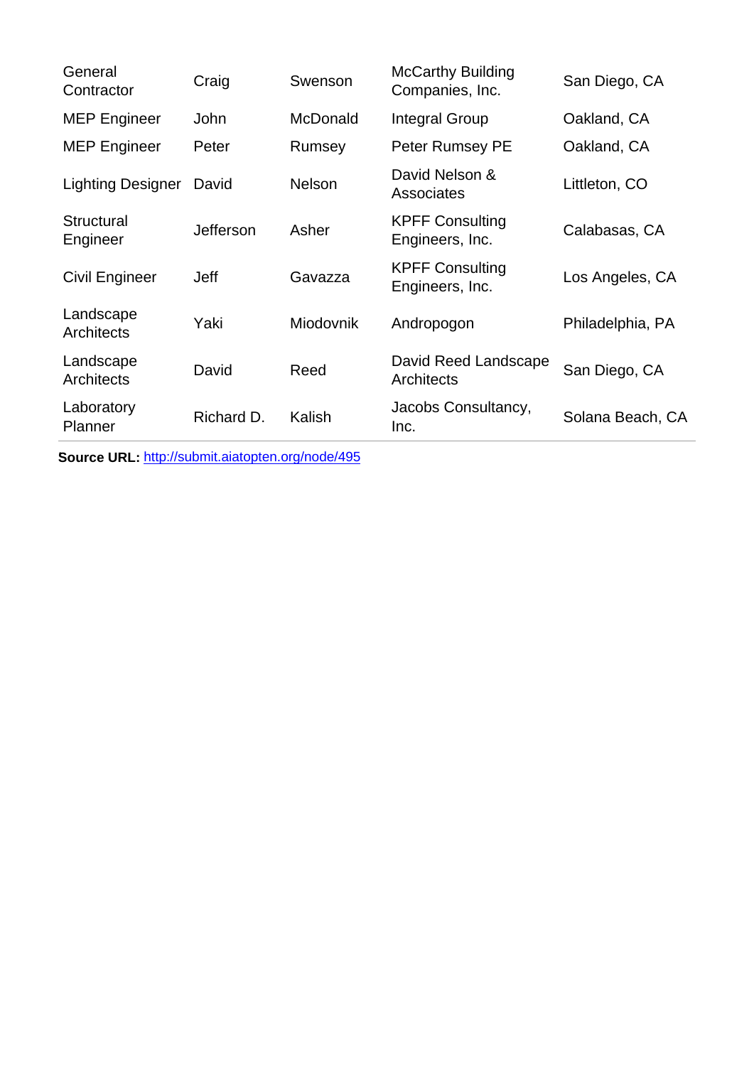| | | | | |
|---|---|---|---|---|
| General Contractor | Craig | Swenson | McCarthy Building Companies, Inc. | San Diego, CA |
| MEP Engineer | John | McDonald | Integral Group | Oakland, CA |
| MEP Engineer | Peter | Rumsey | Peter Rumsey PE | Oakland, CA |
| Lighting Designer | David | Nelson | David Nelson & Associates | Littleton, CO |
| Structural Engineer | Jefferson | Asher | KPFF Consulting Engineers, Inc. | Calabasas, CA |
| Civil Engineer | Jeff | Gavazza | KPFF Consulting Engineers, Inc. | Los Angeles, CA |
| Landscape Architects | Yaki | Miodovnik | Andropogon | Philadelphia, PA |
| Landscape Architects | David | Reed | David Reed Landscape Architects | San Diego, CA |
| Laboratory Planner | Richard D. | Kalish | Jacobs Consultancy, Inc. | Solana Beach, CA |

**Source URL:** http://submit.aiatopten.org/node/495